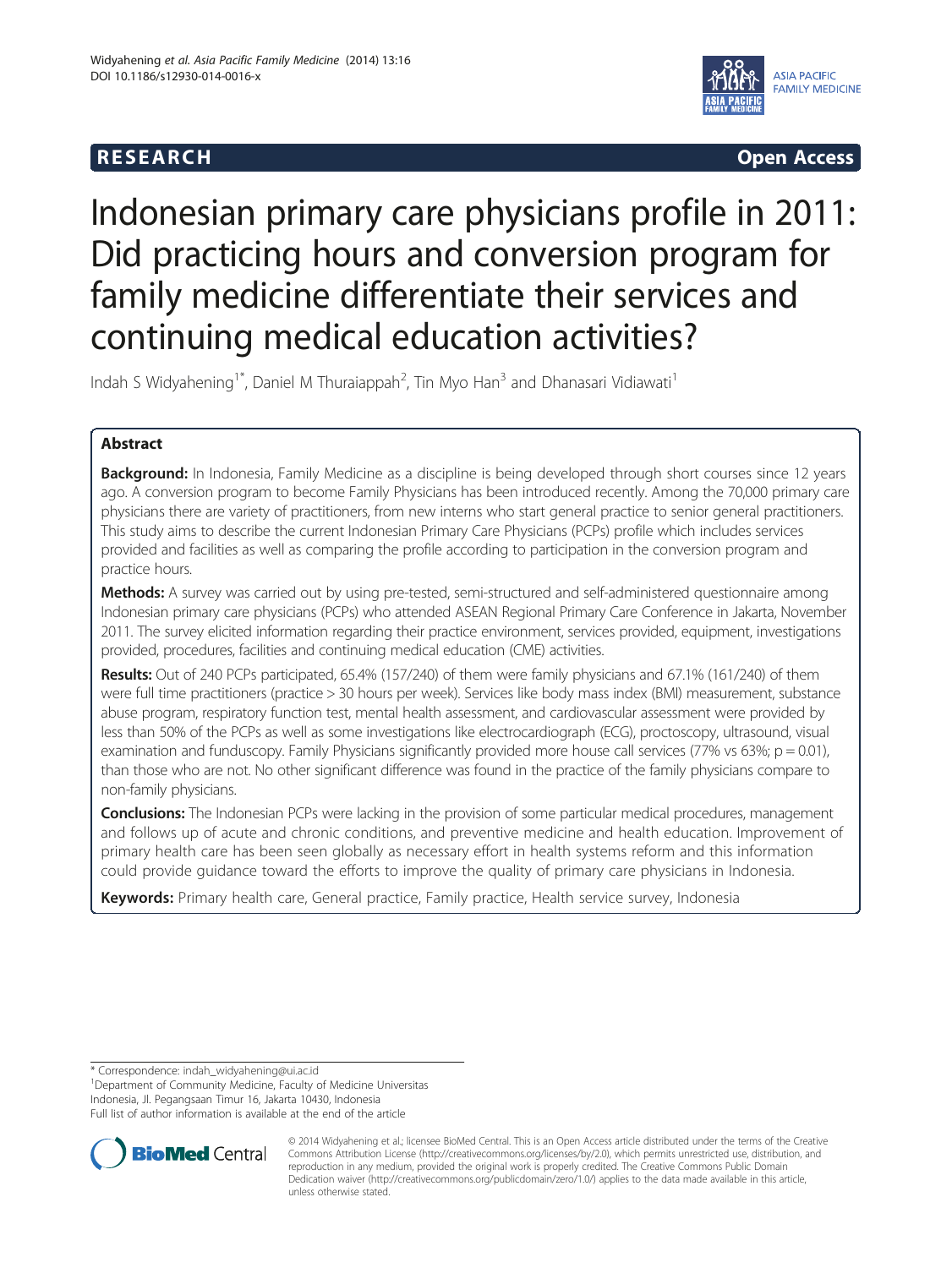RESEARCH Open Access

# Indonesian primary care physicians profile in 2011: Did practicing hours and conversion program for family medicine differentiate their services and continuing medical education activities?

Indah S Widyahening[1*], Daniel M Thuraiappah[2], Tin Myo Han[3] and Dhanasari Vidiawati[1]

## Abstract

**Background:** In Indonesia, Family Medicine as a discipline is being developed through short courses since 12 years ago. A conversion program to become Family Physicians has been introduced recently. Among the 70,000 primary care physicians there are variety of practitioners, from new interns who start general practice to senior general practitioners. This study aims to describe the current Indonesian Primary Care Physicians (PCPs) profile which includes services provided and facilities as well as comparing the profile according to participation in the conversion program and practice hours.

**Methods:** A survey was carried out by using pre-tested, semi-structured and self-administered questionnaire among Indonesian primary care physicians (PCPs) who attended ASEAN Regional Primary Care Conference in Jakarta, November 2011. The survey elicited information regarding their practice environment, services provided, equipment, investigations provided, procedures, facilities and continuing medical education (CME) activities.

**Results:** Out of 240 PCPs participated, 65.4% (157/240) of them were family physicians and 67.1% (161/240) of them were full time practitioners (practice > 30 hours per week). Services like body mass index (BMI) measurement, substance abuse program, respiratory function test, mental health assessment, and cardiovascular assessment were provided by less than 50% of the PCPs as well as some investigations like electrocardiograph (ECG), proctoscopy, ultrasound, visual examination and funduscopy. Family Physicians significantly provided more house call services (77% vs 63%; $p = 0.01$), than those who are not. No other significant difference was found in the practice of the family physicians compare to non-family physicians.

**Conclusions:** The Indonesian PCPs were lacking in the provision of some particular medical procedures, management and follows up of acute and chronic conditions, and preventive medicine and health education. Improvement of primary health care has been seen globally as necessary effort in health systems reform and this information could provide guidance toward the efforts to improve the quality of primary care physicians in Indonesia.

**Keywords:** Primary health care, General practice, Family practice, Health service survey, Indonesia

---

\* Correspondence: indah_widyahening@ui.ac.id
[1]Department of Community Medicine, Faculty of Medicine Universitas Indonesia, Jl. Pegangsaan Timur 16, Jakarta 10430, Indonesia
Full list of author information is available at the end of the article

© 2014 Widyahening et al.; licensee BioMed Central. This is an Open Access article distributed under the terms of the Creative Commons Attribution License (http://creativecommons.org/licenses/by/2.0), which permits unrestricted use, distribution, and reproduction in any medium, provided the original work is properly credited. The Creative Commons Public Domain Dedication waiver (http://creativecommons.org/publicdomain/zero/1.0/) applies to the data made available in this article, unless otherwise stated.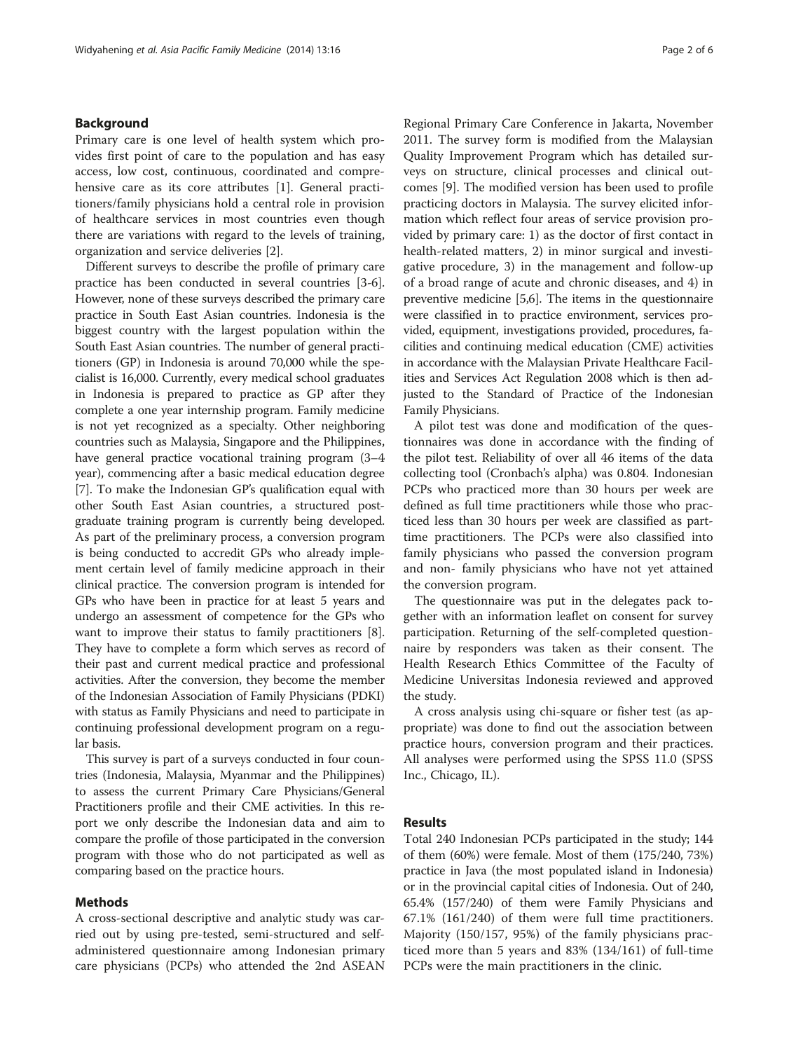## Background

Primary care is one level of health system which provides first point of care to the population and has easy access, low cost, continuous, coordinated and comprehensive care as its core attributes [1]. General practitioners/family physicians hold a central role in provision of healthcare services in most countries even though there are variations with regard to the levels of training, organization and service deliveries [2].

Different surveys to describe the profile of primary care practice has been conducted in several countries [3-6]. However, none of these surveys described the primary care practice in South East Asian countries. Indonesia is the biggest country with the largest population within the South East Asian countries. The number of general practitioners (GP) in Indonesia is around 70,000 while the specialist is 16,000. Currently, every medical school graduates in Indonesia is prepared to practice as GP after they complete a one year internship program. Family medicine is not yet recognized as a specialty. Other neighboring countries such as Malaysia, Singapore and the Philippines, have general practice vocational training program (3–4 year), commencing after a basic medical education degree [7]. To make the Indonesian GP's qualification equal with other South East Asian countries, a structured postgraduate training program is currently being developed. As part of the preliminary process, a conversion program is being conducted to accredit GPs who already implement certain level of family medicine approach in their clinical practice. The conversion program is intended for GPs who have been in practice for at least 5 years and undergo an assessment of competence for the GPs who want to improve their status to family practitioners [8]. They have to complete a form which serves as record of their past and current medical practice and professional activities. After the conversion, they become the member of the Indonesian Association of Family Physicians (PDKI) with status as Family Physicians and need to participate in continuing professional development program on a regular basis.

This survey is part of a surveys conducted in four countries (Indonesia, Malaysia, Myanmar and the Philippines) to assess the current Primary Care Physicians/General Practitioners profile and their CME activities. In this report we only describe the Indonesian data and aim to compare the profile of those participated in the conversion program with those who do not participated as well as comparing based on the practice hours.

## Methods

A cross-sectional descriptive and analytic study was carried out by using pre-tested, semi-structured and self-administered questionnaire among Indonesian primary care physicians (PCPs) who attended the 2nd ASEAN Regional Primary Care Conference in Jakarta, November 2011. The survey form is modified from the Malaysian Quality Improvement Program which has detailed surveys on structure, clinical processes and clinical outcomes [9]. The modified version has been used to profile practicing doctors in Malaysia. The survey elicited information which reflect four areas of service provision provided by primary care: 1) as the doctor of first contact in health-related matters, 2) in minor surgical and investigative procedure, 3) in the management and follow-up of a broad range of acute and chronic diseases, and 4) in preventive medicine [5,6]. The items in the questionnaire were classified in to practice environment, services provided, equipment, investigations provided, procedures, facilities and continuing medical education (CME) activities in accordance with the Malaysian Private Healthcare Facilities and Services Act Regulation 2008 which is then adjusted to the Standard of Practice of the Indonesian Family Physicians.

A pilot test was done and modification of the questionnaires was done in accordance with the finding of the pilot test. Reliability of over all 46 items of the data collecting tool (Cronbach's alpha) was 0.804. Indonesian PCPs who practiced more than 30 hours per week are defined as full time practitioners while those who practiced less than 30 hours per week are classified as part-time practitioners. The PCPs were also classified into family physicians who passed the conversion program and non- family physicians who have not yet attained the conversion program.

The questionnaire was put in the delegates pack together with an information leaflet on consent for survey participation. Returning of the self-completed questionnaire by responders was taken as their consent. The Health Research Ethics Committee of the Faculty of Medicine Universitas Indonesia reviewed and approved the study.

A cross analysis using chi-square or fisher test (as appropriate) was done to find out the association between practice hours, conversion program and their practices. All analyses were performed using the SPSS 11.0 (SPSS Inc., Chicago, IL).

## Results

Total 240 Indonesian PCPs participated in the study; 144 of them (60%) were female. Most of them (175/240, 73%) practice in Java (the most populated island in Indonesia) or in the provincial capital cities of Indonesia. Out of 240, 65.4% (157/240) of them were Family Physicians and 67.1% (161/240) of them were full time practitioners. Majority (150/157, 95%) of the family physicians practiced more than 5 years and 83% (134/161) of full-time PCPs were the main practitioners in the clinic.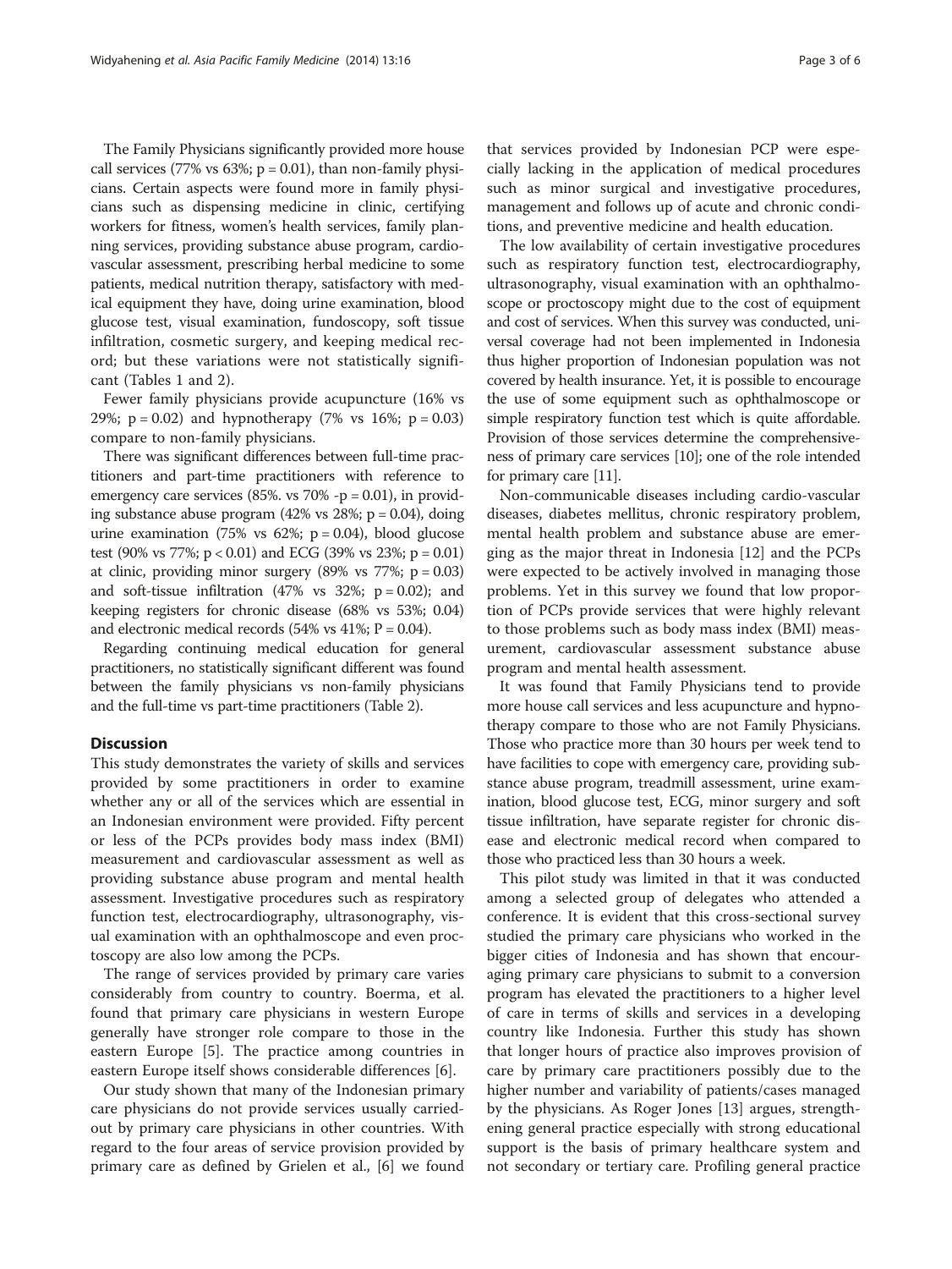The Family Physicians significantly provided more house call services (77% vs 63%; $p = 0.01$), than non-family physicians. Certain aspects were found more in family physicians such as dispensing medicine in clinic, certifying workers for fitness, women's health services, family planning services, providing substance abuse program, cardiovascular assessment, prescribing herbal medicine to some patients, medical nutrition therapy, satisfactory with medical equipment they have, doing urine examination, blood glucose test, visual examination, fundoscopy, soft tissue infiltration, cosmetic surgery, and keeping medical record; but these variations were not statistically significant (Tables 1 and 2).

Fewer family physicians provide acupuncture (16% vs 29%; $p = 0.02$) and hypnotherapy (7% vs 16%; $p = 0.03$) compare to non-family physicians.

There was significant differences between full-time practitioners and part-time practitioners with reference to emergency care services (85%. vs 70% -$p = 0.01$), in providing substance abuse program (42% vs 28%; $p = 0.04$), doing urine examination (75% vs 62%; $p = 0.04$), blood glucose test (90% vs 77%; $p < 0.01$) and ECG (39% vs 23%; $p = 0.01$) at clinic, providing minor surgery (89% vs 77%; $p = 0.03$) and soft-tissue infiltration (47% vs 32%; $p = 0.02$); and keeping registers for chronic disease (68% vs 53%; 0.04) and electronic medical records (54% vs 41%; $P = 0.04$).

Regarding continuing medical education for general practitioners, no statistically significant different was found between the family physicians vs non-family physicians and the full-time vs part-time practitioners (Table 2).

## Discussion

This study demonstrates the variety of skills and services provided by some practitioners in order to examine whether any or all of the services which are essential in an Indonesian environment were provided. Fifty percent or less of the PCPs provides body mass index (BMI) measurement and cardiovascular assessment as well as providing substance abuse program and mental health assessment. Investigative procedures such as respiratory function test, electrocardiography, ultrasonography, visual examination with an ophthalmoscope and even proctoscopy are also low among the PCPs.

The range of services provided by primary care varies considerably from country to country. Boerma, et al. found that primary care physicians in western Europe generally have stronger role compare to those in the eastern Europe [5]. The practice among countries in eastern Europe itself shows considerable differences [6].

Our study shown that many of the Indonesian primary care physicians do not provide services usually carried-out by primary care physicians in other countries. With regard to the four areas of service provision provided by primary care as defined by Grielen et al., [6] we found that services provided by Indonesian PCP were especially lacking in the application of medical procedures such as minor surgical and investigative procedures, management and follows up of acute and chronic conditions, and preventive medicine and health education.

The low availability of certain investigative procedures such as respiratory function test, electrocardiography, ultrasonography, visual examination with an ophthalmoscope or proctoscopy might due to the cost of equipment and cost of services. When this survey was conducted, universal coverage had not been implemented in Indonesia thus higher proportion of Indonesian population was not covered by health insurance. Yet, it is possible to encourage the use of some equipment such as ophthalmoscope or simple respiratory function test which is quite affordable. Provision of those services determine the comprehensiveness of primary care services [10]; one of the role intended for primary care [11].

Non-communicable diseases including cardio-vascular diseases, diabetes mellitus, chronic respiratory problem, mental health problem and substance abuse are emerging as the major threat in Indonesia [12] and the PCPs were expected to be actively involved in managing those problems. Yet in this survey we found that low proportion of PCPs provide services that were highly relevant to those problems such as body mass index (BMI) measurement, cardiovascular assessment substance abuse program and mental health assessment.

It was found that Family Physicians tend to provide more house call services and less acupuncture and hypnotherapy compare to those who are not Family Physicians. Those who practice more than 30 hours per week tend to have facilities to cope with emergency care, providing substance abuse program, treadmill assessment, urine examination, blood glucose test, ECG, minor surgery and soft tissue infiltration, have separate register for chronic disease and electronic medical record when compared to those who practiced less than 30 hours a week.

This pilot study was limited in that it was conducted among a selected group of delegates who attended a conference. It is evident that this cross-sectional survey studied the primary care physicians who worked in the bigger cities of Indonesia and has shown that encouraging primary care physicians to submit to a conversion program has elevated the practitioners to a higher level of care in terms of skills and services in a developing country like Indonesia. Further this study has shown that longer hours of practice also improves provision of care by primary care practitioners possibly due to the higher number and variability of patients/cases managed by the physicians. As Roger Jones [13] argues, strengthening general practice especially with strong educational support is the basis of primary healthcare system and not secondary or tertiary care. Profiling general practice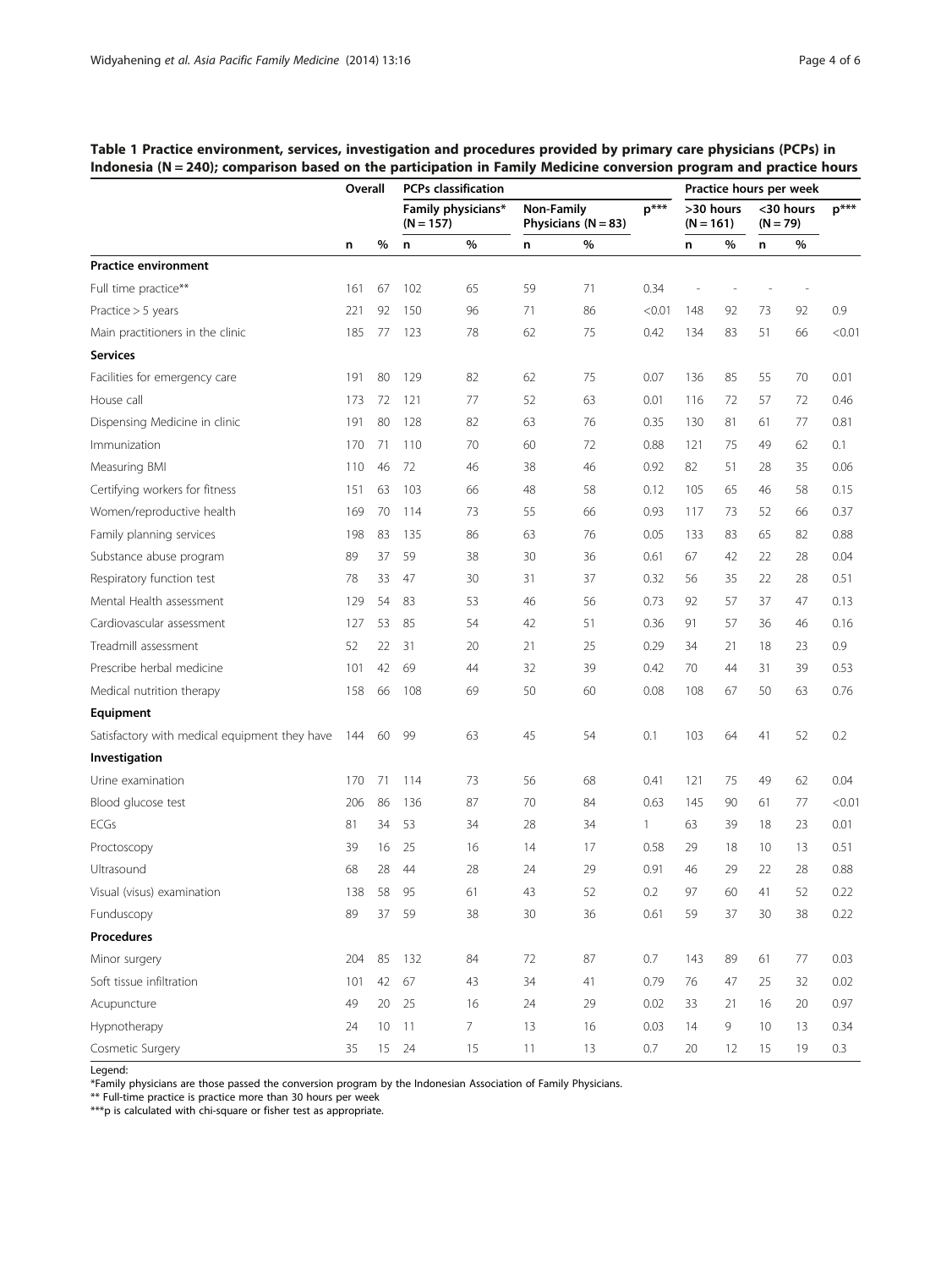**Table 1 Practice environment, services, investigation and procedures provided by primary care physicians (PCPs) in Indonesia (N = 240); comparison based on the participation in Family Medicine conversion program and practice hours**

| | Overall | | PCPs classification | | | | | Practice hours per week | | | | |
|---|---|---|---|---|---|---|---|---|---|---|---|---|
| | | | Family physicians* (N = 157) | | Non-Family Physicians (N = 83) | | p*** | >30 hours (N = 161) | | <30 hours (N = 79) | | p*** |
| | n | % | n | % | n | % | | n | % | n | % | |
| **Practice environment** | | | | | | | | | | | | |
| Full time practice** | 161 | 67 | 102 | 65 | 59 | 71 | 0.34 | - | - | - | - | |
| Practice > 5 years | 221 | 92 | 150 | 96 | 71 | 86 | <0.01 | 148 | 92 | 73 | 92 | 0.9 |
| Main practitioners in the clinic | 185 | 77 | 123 | 78 | 62 | 75 | 0.42 | 134 | 83 | 51 | 66 | <0.01 |
| **Services** | | | | | | | | | | | | |
| Facilities for emergency care | 191 | 80 | 129 | 82 | 62 | 75 | 0.07 | 136 | 85 | 55 | 70 | 0.01 |
| House call | 173 | 72 | 121 | 77 | 52 | 63 | 0.01 | 116 | 72 | 57 | 72 | 0.46 |
| Dispensing Medicine in clinic | 191 | 80 | 128 | 82 | 63 | 76 | 0.35 | 130 | 81 | 61 | 77 | 0.81 |
| Immunization | 170 | 71 | 110 | 70 | 60 | 72 | 0.88 | 121 | 75 | 49 | 62 | 0.1 |
| Measuring BMI | 110 | 46 | 72 | 46 | 38 | 46 | 0.92 | 82 | 51 | 28 | 35 | 0.06 |
| Certifying workers for fitness | 151 | 63 | 103 | 66 | 48 | 58 | 0.12 | 105 | 65 | 46 | 58 | 0.15 |
| Women/reproductive health | 169 | 70 | 114 | 73 | 55 | 66 | 0.93 | 117 | 73 | 52 | 66 | 0.37 |
| Family planning services | 198 | 83 | 135 | 86 | 63 | 76 | 0.05 | 133 | 83 | 65 | 82 | 0.88 |
| Substance abuse program | 89 | 37 | 59 | 38 | 30 | 36 | 0.61 | 67 | 42 | 22 | 28 | 0.04 |
| Respiratory function test | 78 | 33 | 47 | 30 | 31 | 37 | 0.32 | 56 | 35 | 22 | 28 | 0.51 |
| Mental Health assessment | 129 | 54 | 83 | 53 | 46 | 56 | 0.73 | 92 | 57 | 37 | 47 | 0.13 |
| Cardiovascular assessment | 127 | 53 | 85 | 54 | 42 | 51 | 0.36 | 91 | 57 | 36 | 46 | 0.16 |
| Treadmill assessment | 52 | 22 | 31 | 20 | 21 | 25 | 0.29 | 34 | 21 | 18 | 23 | 0.9 |
| Prescribe herbal medicine | 101 | 42 | 69 | 44 | 32 | 39 | 0.42 | 70 | 44 | 31 | 39 | 0.53 |
| Medical nutrition therapy | 158 | 66 | 108 | 69 | 50 | 60 | 0.08 | 108 | 67 | 50 | 63 | 0.76 |
| **Equipment** | | | | | | | | | | | | |
| Satisfactory with medical equipment they have | 144 | 60 | 99 | 63 | 45 | 54 | 0.1 | 103 | 64 | 41 | 52 | 0.2 |
| **Investigation** | | | | | | | | | | | | |
| Urine examination | 170 | 71 | 114 | 73 | 56 | 68 | 0.41 | 121 | 75 | 49 | 62 | 0.04 |
| Blood glucose test | 206 | 86 | 136 | 87 | 70 | 84 | 0.63 | 145 | 90 | 61 | 77 | <0.01 |
| ECGs | 81 | 34 | 53 | 34 | 28 | 34 | 1 | 63 | 39 | 18 | 23 | 0.01 |
| Proctoscopy | 39 | 16 | 25 | 16 | 14 | 17 | 0.58 | 29 | 18 | 10 | 13 | 0.51 |
| Ultrasound | 68 | 28 | 44 | 28 | 24 | 29 | 0.91 | 46 | 29 | 22 | 28 | 0.88 |
| Visual (visus) examination | 138 | 58 | 95 | 61 | 43 | 52 | 0.2 | 97 | 60 | 41 | 52 | 0.22 |
| Funduscopy | 89 | 37 | 59 | 38 | 30 | 36 | 0.61 | 59 | 37 | 30 | 38 | 0.22 |
| **Procedures** | | | | | | | | | | | | |
| Minor surgery | 204 | 85 | 132 | 84 | 72 | 87 | 0.7 | 143 | 89 | 61 | 77 | 0.03 |
| Soft tissue infiltration | 101 | 42 | 67 | 43 | 34 | 41 | 0.79 | 76 | 47 | 25 | 32 | 0.02 |
| Acupuncture | 49 | 20 | 25 | 16 | 24 | 29 | 0.02 | 33 | 21 | 16 | 20 | 0.97 |
| Hypnotherapy | 24 | 10 | 11 | 7 | 13 | 16 | 0.03 | 14 | 9 | 10 | 13 | 0.34 |
| Cosmetic Surgery | 35 | 15 | 24 | 15 | 11 | 13 | 0.7 | 20 | 12 | 15 | 19 | 0.3 |

Legend:
*Family physicians are those passed the conversion program by the Indonesian Association of Family Physicians.
** Full-time practice is practice more than 30 hours per week
***p is calculated with chi-square or fisher test as appropriate.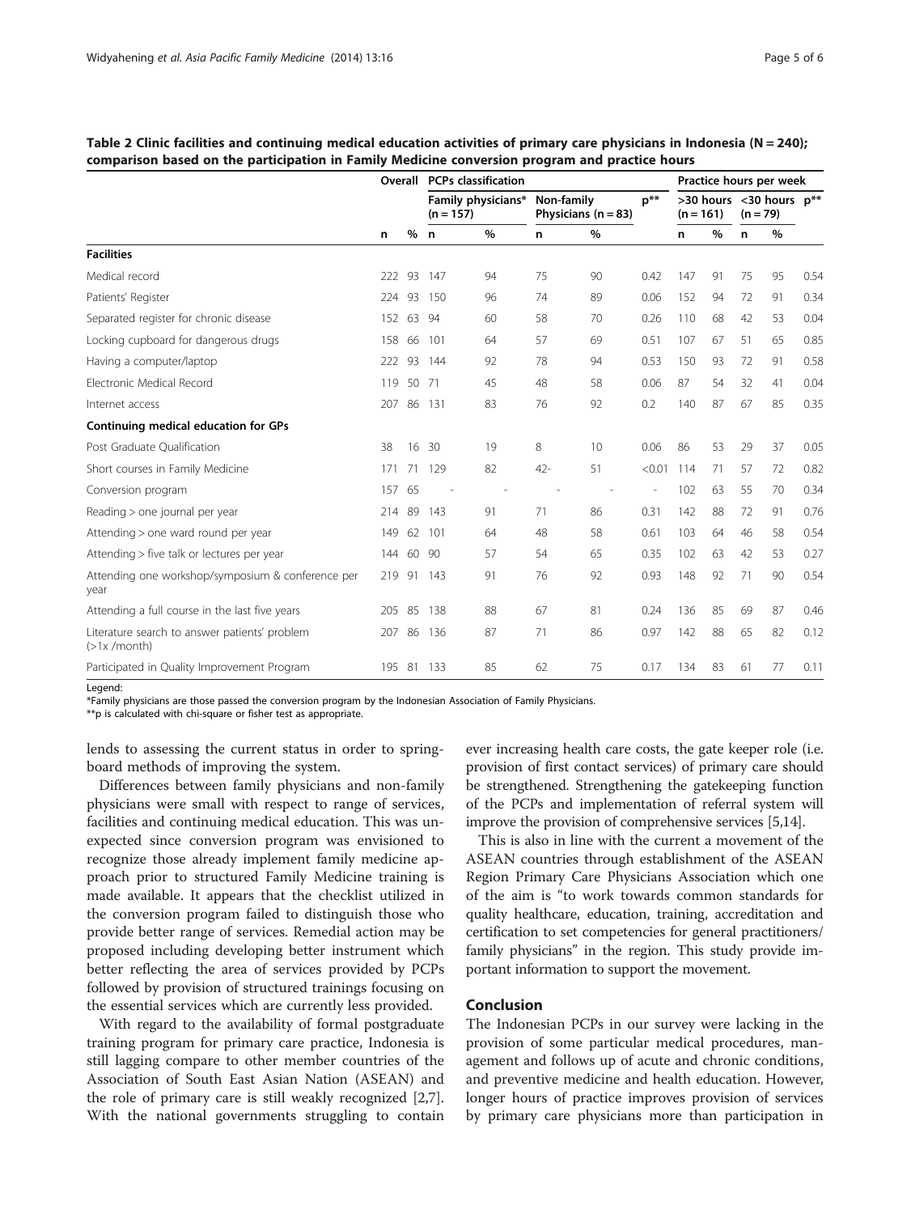**Table 2 Clinic facilities and continuing medical education activities of primary care physicians in Indonesia (N = 240); comparison based on the participation in Family Medicine conversion program and practice hours**

| | Overall | | PCPs classification | | | | | Practice hours per week | | | | |
|---|---|---|---|---|---|---|---|---|---|---|---|---|
| | | | Family physicians* (n = 157) | | Non-family Physicians (n = 83) | | p** | >30 hours (n = 161) | | <30 hours (n = 79) | | p** |
| | n | % | n | % | n | % | | n | % | n | % | |
| **Facilities** | | | | | | | | | | | | |
| Medical record | 222 | 93 | 147 | 94 | 75 | 90 | 0.42 | 147 | 91 | 75 | 95 | 0.54 |
| Patients' Register | 224 | 93 | 150 | 96 | 74 | 89 | 0.06 | 152 | 94 | 72 | 91 | 0.34 |
| Separated register for chronic disease | 152 | 63 | 94 | 60 | 58 | 70 | 0.26 | 110 | 68 | 42 | 53 | 0.04 |
| Locking cupboard for dangerous drugs | 158 | 66 | 101 | 64 | 57 | 69 | 0.51 | 107 | 67 | 51 | 65 | 0.85 |
| Having a computer/laptop | 222 | 93 | 144 | 92 | 78 | 94 | 0.53 | 150 | 93 | 72 | 91 | 0.58 |
| Electronic Medical Record | 119 | 50 | 71 | 45 | 48 | 58 | 0.06 | 87 | 54 | 32 | 41 | 0.04 |
| Internet access | 207 | 86 | 131 | 83 | 76 | 92 | 0.2 | 140 | 87 | 67 | 85 | 0.35 |
| **Continuing medical education for GPs** | | | | | | | | | | | | |
| Post Graduate Qualification | 38 | 16 | 30 | 19 | 8 | 10 | 0.06 | 86 | 53 | 29 | 37 | 0.05 |
| Short courses in Family Medicine | 171 | 71 | 129 | 82 | 42- | 51 | <0.01 | 114 | 71 | 57 | 72 | 0.82 |
| Conversion program | 157 | 65 | - | - | - | - | - | 102 | 63 | 55 | 70 | 0.34 |
| Reading > one journal per year | 214 | 89 | 143 | 91 | 71 | 86 | 0.31 | 142 | 88 | 72 | 91 | 0.76 |
| Attending > one ward round per year | 149 | 62 | 101 | 64 | 48 | 58 | 0.61 | 103 | 64 | 46 | 58 | 0.54 |
| Attending > five talk or lectures per year | 144 | 60 | 90 | 57 | 54 | 65 | 0.35 | 102 | 63 | 42 | 53 | 0.27 |
| Attending one workshop/symposium & conference per year | 219 | 91 | 143 | 91 | 76 | 92 | 0.93 | 148 | 92 | 71 | 90 | 0.54 |
| Attending a full course in the last five years | 205 | 85 | 138 | 88 | 67 | 81 | 0.24 | 136 | 85 | 69 | 87 | 0.46 |
| Literature search to answer patients' problem (>1x /month) | 207 | 86 | 136 | 87 | 71 | 86 | 0.97 | 142 | 88 | 65 | 82 | 0.12 |
| Participated in Quality Improvement Program | 195 | 81 | 133 | 85 | 62 | 75 | 0.17 | 134 | 83 | 61 | 77 | 0.11 |

Legend:
*Family physicians are those passed the conversion program by the Indonesian Association of Family Physicians.
**p is calculated with chi-square or fisher test as appropriate.

lends to assessing the current status in order to springboard methods of improving the system.

Differences between family physicians and non-family physicians were small with respect to range of services, facilities and continuing medical education. This was unexpected since conversion program was envisioned to recognize those already implement family medicine approach prior to structured Family Medicine training is made available. It appears that the checklist utilized in the conversion program failed to distinguish those who provide better range of services. Remedial action may be proposed including developing better instrument which better reflecting the area of services provided by PCPs followed by provision of structured trainings focusing on the essential services which are currently less provided.

With regard to the availability of formal postgraduate training program for primary care practice, Indonesia is still lagging compare to other member countries of the Association of South East Asian Nation (ASEAN) and the role of primary care is still weakly recognized [2,7]. With the national governments struggling to contain ever increasing health care costs, the gate keeper role (i.e. provision of first contact services) of primary care should be strengthened. Strengthening the gatekeeping function of the PCPs and implementation of referral system will improve the provision of comprehensive services [5,14].

This is also in line with the current a movement of the ASEAN countries through establishment of the ASEAN Region Primary Care Physicians Association which one of the aim is "to work towards common standards for quality healthcare, education, training, accreditation and certification to set competencies for general practitioners/ family physicians" in the region. This study provide important information to support the movement.

## Conclusion

The Indonesian PCPs in our survey were lacking in the provision of some particular medical procedures, management and follows up of acute and chronic conditions, and preventive medicine and health education. However, longer hours of practice improves provision of services by primary care physicians more than participation in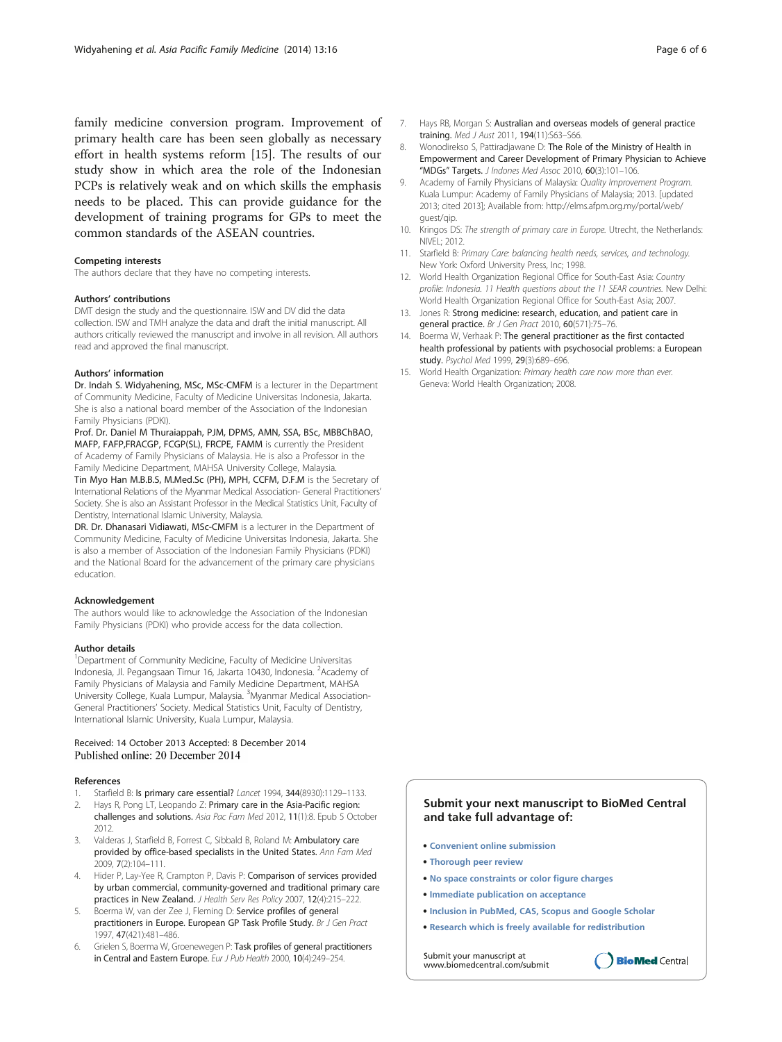family medicine conversion program. Improvement of primary health care has been seen globally as necessary effort in health systems reform [15]. The results of our study show in which area the role of the Indonesian PCPs is relatively weak and on which skills the emphasis needs to be placed. This can provide guidance for the development of training programs for GPs to meet the common standards of the ASEAN countries.

### Competing interests

The authors declare that they have no competing interests.

### Authors' contributions

DMT design the study and the questionnaire. ISW and DV did the data collection. ISW and TMH analyze the data and draft the initial manuscript. All authors critically reviewed the manuscript and involve in all revision. All authors read and approved the final manuscript.

### Authors' information

**Dr. Indah S. Widyahening, MSc, MSc-CMFM** is a lecturer in the Department of Community Medicine, Faculty of Medicine Universitas Indonesia, Jakarta. She is also a national board member of the Association of the Indonesian Family Physicians (PDKI).

**Prof. Dr. Daniel M Thuraiappah, PJM, DPMS, AMN, SSA, BSc, MBBChBAO, MAFP, FAFP,FRACGP, FCGP(SL), FRCPE, FAMM** is currently the President of Academy of Family Physicians of Malaysia. He is also a Professor in the Family Medicine Department, MAHSA University College, Malaysia.

**Tin Myo Han M.B.B.S, M.Med.Sc (PH), MPH, CCFM, D.F.M** is the Secretary of International Relations of the Myanmar Medical Association- General Practitioners' Society. She is also an Assistant Professor in the Medical Statistics Unit, Faculty of Dentistry, International Islamic University, Malaysia.

**DR. Dr. Dhanasari Vidiawati, MSc-CMFM** is a lecturer in the Department of Community Medicine, Faculty of Medicine Universitas Indonesia, Jakarta. She is also a member of Association of the Indonesian Family Physicians (PDKI) and the National Board for the advancement of the primary care physicians education.

### Acknowledgement

The authors would like to acknowledge the Association of the Indonesian Family Physicians (PDKI) who provide access for the data collection.

### Author details

[1]Department of Community Medicine, Faculty of Medicine Universitas Indonesia, Jl. Pegangsaan Timur 16, Jakarta 10430, Indonesia. [2]Academy of Family Physicians of Malaysia and Family Medicine Department, MAHSA University College, Kuala Lumpur, Malaysia. [3]Myanmar Medical Association-General Practitioners' Society. Medical Statistics Unit, Faculty of Dentistry, International Islamic University, Kuala Lumpur, Malaysia.

Received: 14 October 2013 Accepted: 8 December 2014
Published online: 20 December 2014

### References

1. Starfield B: **Is primary care essential?** *Lancet* 1994, **344**(8930):1129–1133.
2. Hays R, Pong LT, Leopando Z: **Primary care in the Asia-Pacific region: challenges and solutions.** *Asia Pac Fam Med* 2012, **11**(1):8. Epub 5 October 2012.
3. Valderas J, Starfield B, Forrest C, Sibbald B, Roland M: **Ambulatory care provided by office-based specialists in the United States.** *Ann Fam Med* 2009, **7**(2):104–111.
4. Hider P, Lay-Yee R, Crampton P, Davis P: **Comparison of services provided by urban commercial, community-governed and traditional primary care practices in New Zealand.** *J Health Serv Res Policy* 2007, **12**(4):215–222.
5. Boerma W, van der Zee J, Fleming D: **Service profiles of general practitioners in Europe. European GP Task Profile Study.** *Br J Gen Pract* 1997, **47**(421):481–486.
6. Grielen S, Boerma W, Groenewegen P: **Task profiles of general practitioners in Central and Eastern Europe.** *Eur J Pub Health* 2000, **10**(4):249–254.
7. Hays RB, Morgan S: **Australian and overseas models of general practice training.** *Med J Aust* 2011, **194**(11):S63–S66.
8. Wonodirekso S, Pattiradjawane D: **The Role of the Ministry of Health in Empowerment and Career Development of Primary Physician to Achieve "MDGs" Targets.** *J Indones Med Assoc* 2010, **60**(3):101–106.
9. Academy of Family Physicians of Malaysia: *Quality Improvement Program.* Kuala Lumpur: Academy of Family Physicians of Malaysia; 2013. [updated 2013; cited 2013]; Available from: http://elms.afpm.org.my/portal/web/guest/qip.
10. Kringos DS: *The strength of primary care in Europe.* Utrecht, the Netherlands: NIVEL; 2012.
11. Starfield B: *Primary Care: balancing health needs, services, and technology.* New York: Oxford University Press, Inc; 1998.
12. World Health Organization Regional Office for South-East Asia: *Country profile: Indonesia. 11 Health questions about the 11 SEAR countries.* New Delhi: World Health Organization Regional Office for South-East Asia; 2007.
13. Jones R: **Strong medicine: research, education, and patient care in general practice.** *Br J Gen Pract* 2010, **60**(571):75–76.
14. Boerma W, Verhaak P: **The general practitioner as the first contacted health professional by patients with psychosocial problems: a European study.** *Psychol Med* 1999, **29**(3):689–696.
15. World Health Organization: *Primary health care now more than ever.* Geneva: World Health Organization; 2008.

**Submit your next manuscript to BioMed Central and take full advantage of:**

- **Convenient online submission**
- **Thorough peer review**
- **No space constraints or color figure charges**
- **Immediate publication on acceptance**
- **Inclusion in PubMed, CAS, Scopus and Google Scholar**
- **Research which is freely available for redistribution**

Submit your manuscript at www.biomedcentral.com/submit

BioMed Central